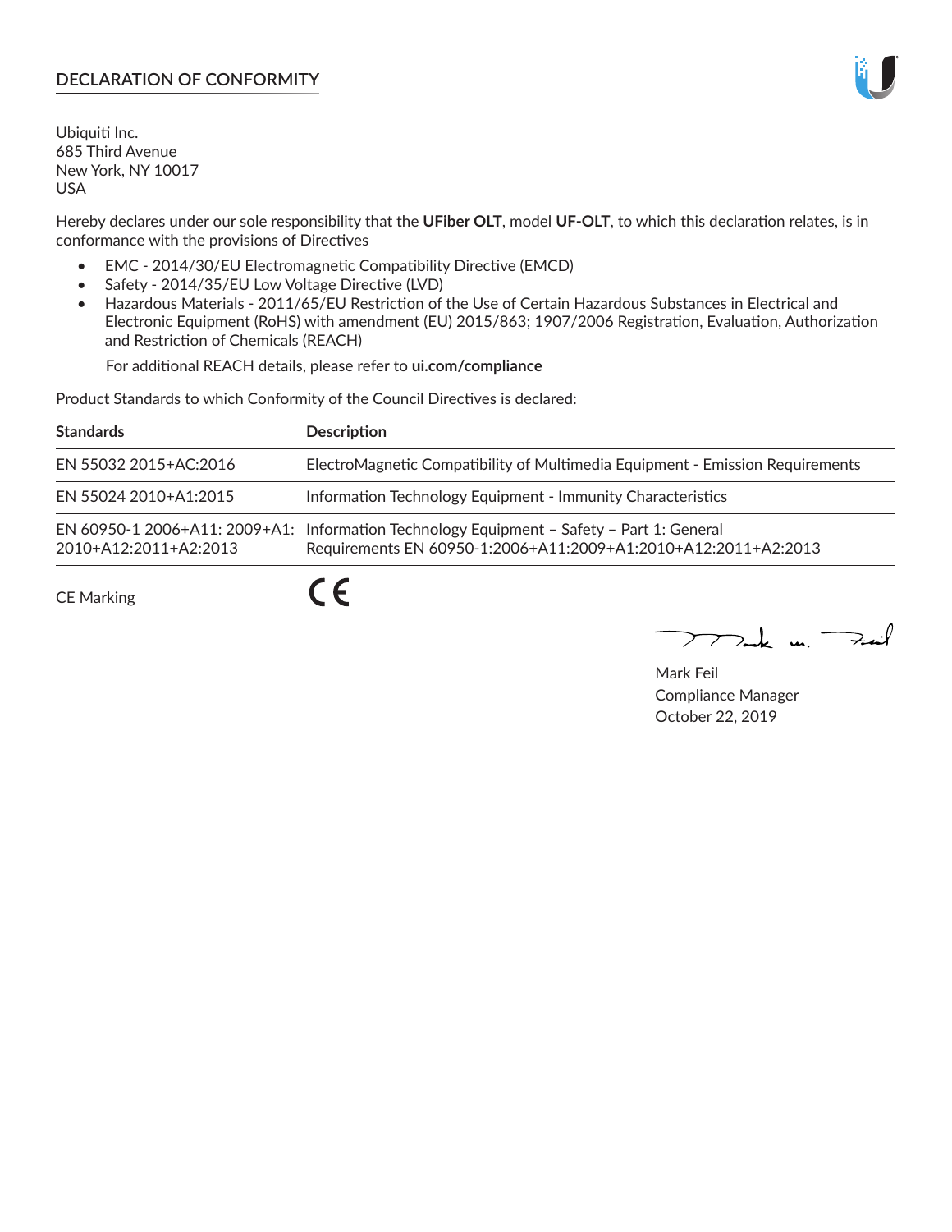## DECLARATION OF CONFORMITY

Ubiquiti Inc.
685 Third Avenue
New York, NY 10017
USA

Hereby declares under our sole responsibility that the **UFiber OLT**, model **UF-OLT**, to which this declaration relates, is in conformance with the provisions of Directives

- EMC - 2014/30/EU Electromagnetic Compatibility Directive (EMCD)
- Safety - 2014/35/EU Low Voltage Directive (LVD)
- Hazardous Materials - 2011/65/EU Restriction of the Use of Certain Hazardous Substances in Electrical and Electronic Equipment (RoHS) with amendment (EU) 2015/863; 1907/2006 Registration, Evaluation, Authorization and Restriction of Chemicals (REACH)

  For additional REACH details, please refer to **ui.com/compliance**

Product Standards to which Conformity of the Council Directives is declared:

| Standards | Description |
|---|---|
| EN 55032 2015+AC:2016 | ElectroMagnetic Compatibility of Multimedia Equipment - Emission Requirements |
| EN 55024 2010+A1:2015 | Information Technology Equipment - Immunity Characteristics |
| EN 60950-1 2006+A11: 2009+A1: 2010+A12:2011+A2:2013 | Information Technology Equipment – Safety – Part 1: General Requirements EN 60950-1:2006+A11:2009+A1:2010+A12:2011+A2:2013 |

CE Marking CE

Mark Feil
Compliance Manager
October 22, 2019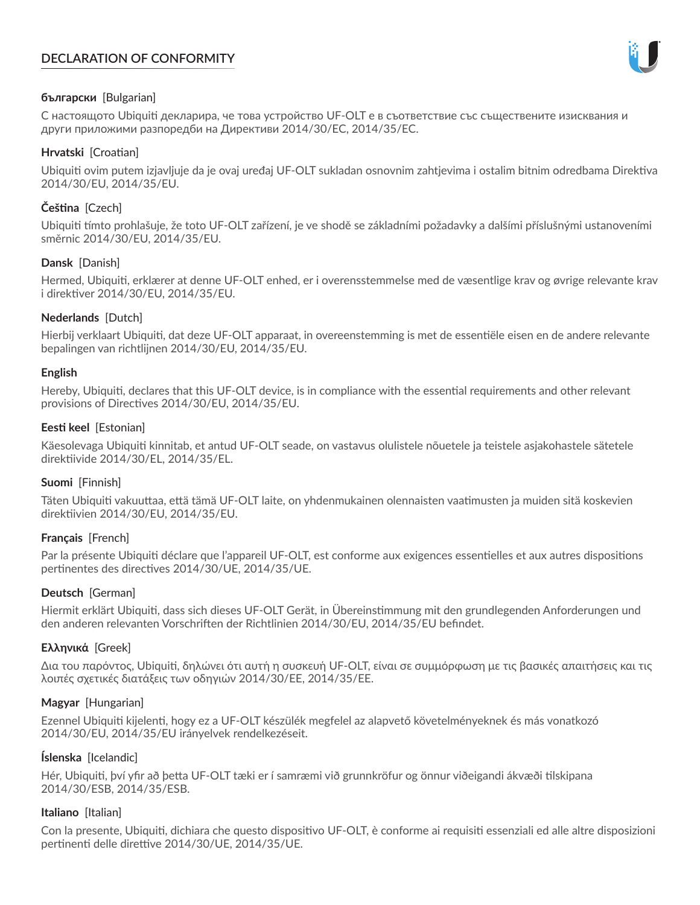# DECLARATION OF CONFORMITY

**български** [Bulgarian]

С настоящото Ubiquiti декларира, че това устройство UF-OLT е в съответствие със съществените изисквания и други приложими разпоредби на Директиви 2014/30/ЕС, 2014/35/ЕС.

**Hrvatski** [Croatian]

Ubiquiti ovim putem izjavljuje da je ovaj uređaj UF-OLT sukladan osnovnim zahtjevima i ostalim bitnim odredbama Direktiva 2014/30/EU, 2014/35/EU.

**Čeština** [Czech]

Ubiquiti tímto prohlašuje, že toto UF-OLT zařízení, je ve shodě se základními požadavky a dalšími příslušnými ustanoveními směrnic 2014/30/EU, 2014/35/EU.

**Dansk** [Danish]

Hermed, Ubiquiti, erklærer at denne UF-OLT enhed, er i overensstemmelse med de væsentlige krav og øvrige relevante krav i direktiver 2014/30/EU, 2014/35/EU.

**Nederlands** [Dutch]

Hierbij verklaart Ubiquiti, dat deze UF-OLT apparaat, in overeenstemming is met de essentiële eisen en de andere relevante bepalingen van richtlijnen 2014/30/EU, 2014/35/EU.

**English**

Hereby, Ubiquiti, declares that this UF-OLT device, is in compliance with the essential requirements and other relevant provisions of Directives 2014/30/EU, 2014/35/EU.

**Eesti keel** [Estonian]

Käesolevaga Ubiquiti kinnitab, et antud UF-OLT seade, on vastavus olulistele nõuetele ja teistele asjakohastele sätetele direktiivide 2014/30/EL, 2014/35/EL.

**Suomi** [Finnish]

Täten Ubiquiti vakuuttaa, että tämä UF-OLT laite, on yhdenmukainen olennaisten vaatimusten ja muiden sitä koskevien direktiivien 2014/30/EU, 2014/35/EU.

**Français** [French]

Par la présente Ubiquiti déclare que l'appareil UF-OLT, est conforme aux exigences essentielles et aux autres dispositions pertinentes des directives 2014/30/UE, 2014/35/UE.

**Deutsch** [German]

Hiermit erklärt Ubiquiti, dass sich dieses UF-OLT Gerät, in Übereinstimmung mit den grundlegenden Anforderungen und den anderen relevanten Vorschriften der Richtlinien 2014/30/EU, 2014/35/EU befindet.

**Ελληνικά** [Greek]

Δια του παρόντος, Ubiquiti, δηλώνει ότι αυτή η συσκευή UF-OLT, είναι σε συμμόρφωση με τις βασικές απαιτήσεις και τις λοιπές σχετικές διατάξεις των οδηγιών 2014/30/EE, 2014/35/EE.

**Magyar** [Hungarian]

Ezennel Ubiquiti kijelenti, hogy ez a UF-OLT készülék megfelel az alapvető követelményeknek és más vonatkozó 2014/30/EU, 2014/35/EU irányelvek rendelkezéseit.

**Íslenska** [Icelandic]

Hér, Ubiquiti, því yfir að þetta UF-OLT tæki er í samræmi við grunnkröfur og önnur viðeigandi ákvæði tilskipana 2014/30/ESB, 2014/35/ESB.

**Italiano** [Italian]

Con la presente, Ubiquiti, dichiara che questo dispositivo UF-OLT, è conforme ai requisiti essenziali ed alle altre disposizioni pertinenti delle direttive 2014/30/UE, 2014/35/UE.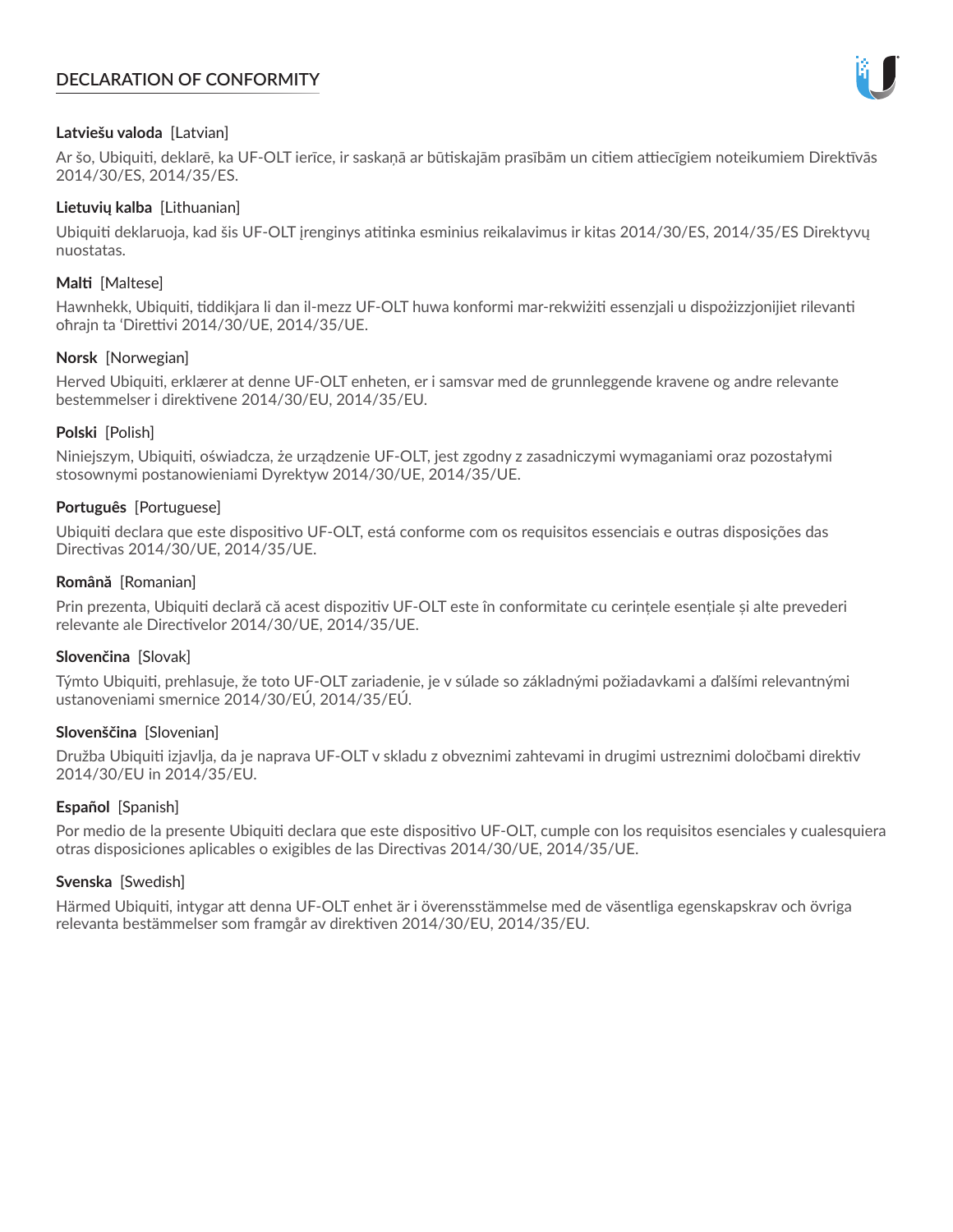# DECLARATION OF CONFORMITY

**Latviešu valoda** [Latvian]

Ar šo, Ubiquiti, deklarē, ka UF-OLT ierīce, ir saskaņā ar būtiskajām prasībām un citiem attiecīgiem noteikumiem Direktīvās 2014/30/ES, 2014/35/ES.

**Lietuvių kalba** [Lithuanian]

Ubiquiti deklaruoja, kad šis UF-OLT įrenginys atitinka esminius reikalavimus ir kitas 2014/30/ES, 2014/35/ES Direktyvų nuostatas.

**Malti** [Maltese]

Hawnhekk, Ubiquiti, tiddikjara li dan il-mezz UF-OLT huwa konformi mar-rekwiżiti essenzjali u dispożizzjonijiet rilevanti oħrajn ta 'Direttivi 2014/30/UE, 2014/35/UE.

**Norsk** [Norwegian]

Herved Ubiquiti, erklærer at denne UF-OLT enheten, er i samsvar med de grunnleggende kravene og andre relevante bestemmelser i direktivene 2014/30/EU, 2014/35/EU.

**Polski** [Polish]

Niniejszym, Ubiquiti, oświadcza, że urządzenie UF-OLT, jest zgodny z zasadniczymi wymaganiami oraz pozostałymi stosownymi postanowieniami Dyrektyw 2014/30/UE, 2014/35/UE.

**Português** [Portuguese]

Ubiquiti declara que este dispositivo UF-OLT, está conforme com os requisitos essenciais e outras disposições das Directivas 2014/30/UE, 2014/35/UE.

**Română** [Romanian]

Prin prezenta, Ubiquiti declară că acest dispozitiv UF-OLT este în conformitate cu cerințele esențiale și alte prevederi relevante ale Directivelor 2014/30/UE, 2014/35/UE.

**Slovenčina** [Slovak]

Týmto Ubiquiti, prehlasuje, že toto UF-OLT zariadenie, je v súlade so základnými požiadavkami a ďalšími relevantnými ustanoveniami smernice 2014/30/EÚ, 2014/35/EÚ.

**Slovenščina** [Slovenian]

Družba Ubiquiti izjavlja, da je naprava UF-OLT v skladu z obveznimi zahtevami in drugimi ustreznimi določbami direktiv 2014/30/EU in 2014/35/EU.

**Español** [Spanish]

Por medio de la presente Ubiquiti declara que este dispositivo UF-OLT, cumple con los requisitos esenciales y cualesquiera otras disposiciones aplicables o exigibles de las Directivas 2014/30/UE, 2014/35/UE.

**Svenska** [Swedish]

Härmed Ubiquiti, intygar att denna UF-OLT enhet är i överensstämmelse med de väsentliga egenskapskrav och övriga relevanta bestämmelser som framgår av direktiven 2014/30/EU, 2014/35/EU.